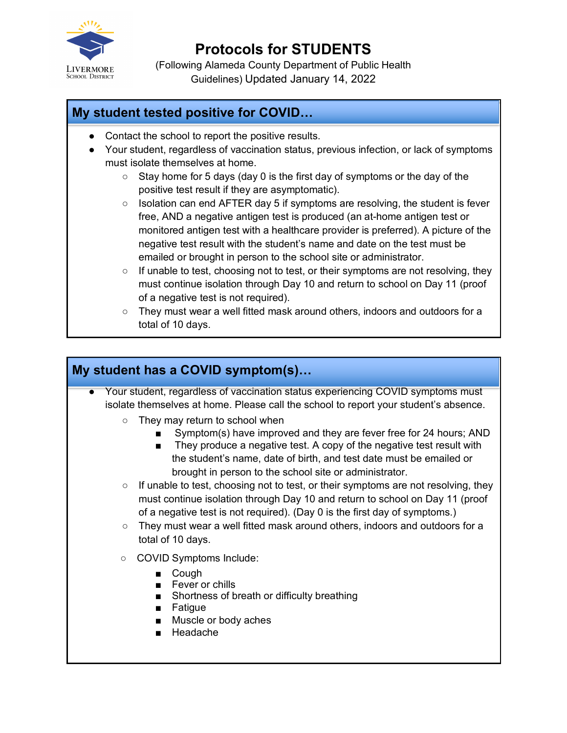Livermore School District

# Protocols for STUDENTS

(Following Alameda County Department of Public Health Guidelines) Updated January 14, 2022

## My student tested positive for COVID…

- Contact the school to report the positive results.
- Your student, regardless of vaccination status, previous infection, or lack of symptoms must isolate themselves at home.
  - Stay home for 5 days (day 0 is the first day of symptoms or the day of the positive test result if they are asymptomatic).
  - Isolation can end AFTER day 5 if symptoms are resolving, the student is fever free, AND a negative antigen test is produced (an at-home antigen test or monitored antigen test with a healthcare provider is preferred). A picture of the negative test result with the student's name and date on the test must be emailed or brought in person to the school site or administrator.
  - If unable to test, choosing not to test, or their symptoms are not resolving, they must continue isolation through Day 10 and return to school on Day 11 (proof of a negative test is not required).
  - They must wear a well fitted mask around others, indoors and outdoors for a total of 10 days.

## My student has a COVID symptom(s)…

- Your student, regardless of vaccination status experiencing COVID symptoms must isolate themselves at home. Please call the school to report your student's absence.
  - They may return to school when
    - Symptom(s) have improved and they are fever free for 24 hours; AND
    - They produce a negative test. A copy of the negative test result with the student's name, date of birth, and test date must be emailed or brought in person to the school site or administrator.
  - If unable to test, choosing not to test, or their symptoms are not resolving, they must continue isolation through Day 10 and return to school on Day 11 (proof of a negative test is not required). (Day 0 is the first day of symptoms.)
  - They must wear a well fitted mask around others, indoors and outdoors for a total of 10 days.
  - COVID Symptoms Include:
    - Cough
    - Fever or chills
    - Shortness of breath or difficulty breathing
    - Fatigue
    - Muscle or body aches
    - Headache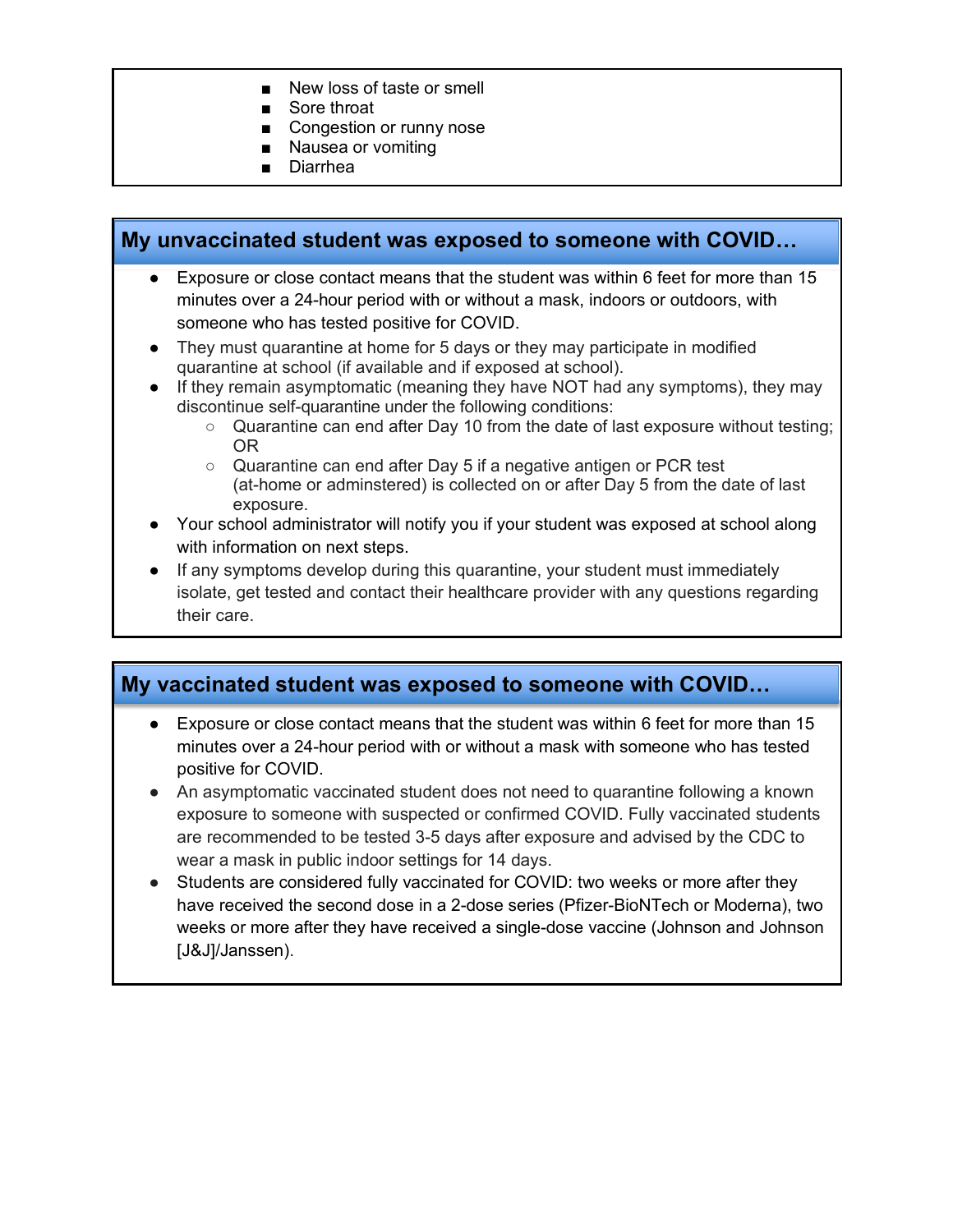- New loss of taste or smell
- Sore throat
- Congestion or runny nose
- Nausea or vomiting
- Diarrhea

## My unvaccinated student was exposed to someone with COVID…

- Exposure or close contact means that the student was within 6 feet for more than 15 minutes over a 24-hour period with or without a mask, indoors or outdoors, with someone who has tested positive for COVID.
- They must quarantine at home for 5 days or they may participate in modified quarantine at school (if available and if exposed at school).
- If they remain asymptomatic (meaning they have NOT had any symptoms), they may discontinue self-quarantine under the following conditions:
  - Quarantine can end after Day 10 from the date of last exposure without testing; OR
  - Quarantine can end after Day 5 if a negative antigen or PCR test (at-home or adminstered) is collected on or after Day 5 from the date of last exposure.
- Your school administrator will notify you if your student was exposed at school along with information on next steps.
- If any symptoms develop during this quarantine, your student must immediately isolate, get tested and contact their healthcare provider with any questions regarding their care.

## My vaccinated student was exposed to someone with COVID…

- Exposure or close contact means that the student was within 6 feet for more than 15 minutes over a 24-hour period with or without a mask with someone who has tested positive for COVID.
- An asymptomatic vaccinated student does not need to quarantine following a known exposure to someone with suspected or confirmed COVID. Fully vaccinated students are recommended to be tested 3-5 days after exposure and advised by the CDC to wear a mask in public indoor settings for 14 days.
- Students are considered fully vaccinated for COVID: two weeks or more after they have received the second dose in a 2-dose series (Pfizer-BioNTech or Moderna), two weeks or more after they have received a single-dose vaccine (Johnson and Johnson [J&J]/Janssen).